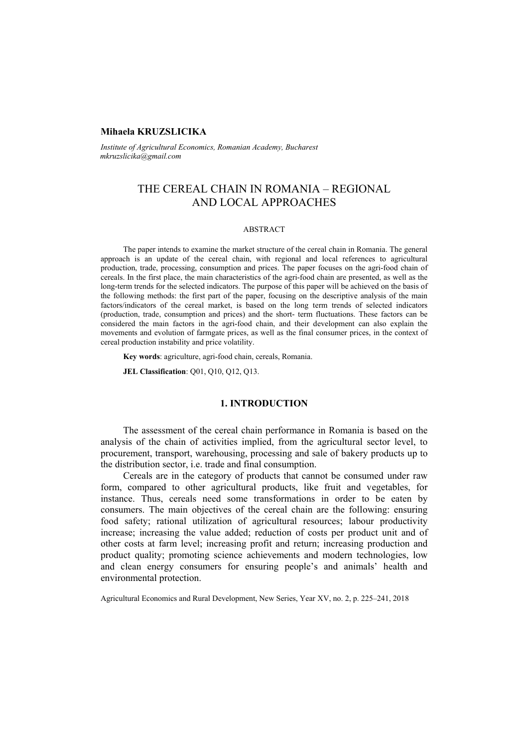**Mihaela KRUZSLICIKA**

*Institute of Agricultural Economics, Romanian Academy, Bucharest*
*mkruzslicika@gmail.com*

# THE CEREAL CHAIN IN ROMANIA – REGIONAL AND LOCAL APPROACHES

## ABSTRACT

The paper intends to examine the market structure of the cereal chain in Romania. The general approach is an update of the cereal chain, with regional and local references to agricultural production, trade, processing, consumption and prices. The paper focuses on the agri-food chain of cereals. In the first place, the main characteristics of the agri-food chain are presented, as well as the long-term trends for the selected indicators. The purpose of this paper will be achieved on the basis of the following methods: the first part of the paper, focusing on the descriptive analysis of the main factors/indicators of the cereal market, is based on the long term trends of selected indicators (production, trade, consumption and prices) and the short- term fluctuations. These factors can be considered the main factors in the agri-food chain, and their development can also explain the movements and evolution of farmgate prices, as well as the final consumer prices, in the context of cereal production instability and price volatility.

**Key words**: agriculture, agri-food chain, cereals, Romania.

**JEL Classification**: Q01, Q10, Q12, Q13.

## 1. INTRODUCTION

The assessment of the cereal chain performance in Romania is based on the analysis of the chain of activities implied, from the agricultural sector level, to procurement, transport, warehousing, processing and sale of bakery products up to the distribution sector, i.e. trade and final consumption.

Cereals are in the category of products that cannot be consumed under raw form, compared to other agricultural products, like fruit and vegetables, for instance. Thus, cereals need some transformations in order to be eaten by consumers. The main objectives of the cereal chain are the following: ensuring food safety; rational utilization of agricultural resources; labour productivity increase; increasing the value added; reduction of costs per product unit and of other costs at farm level; increasing profit and return; increasing production and product quality; promoting science achievements and modern technologies, low and clean energy consumers for ensuring people's and animals' health and environmental protection.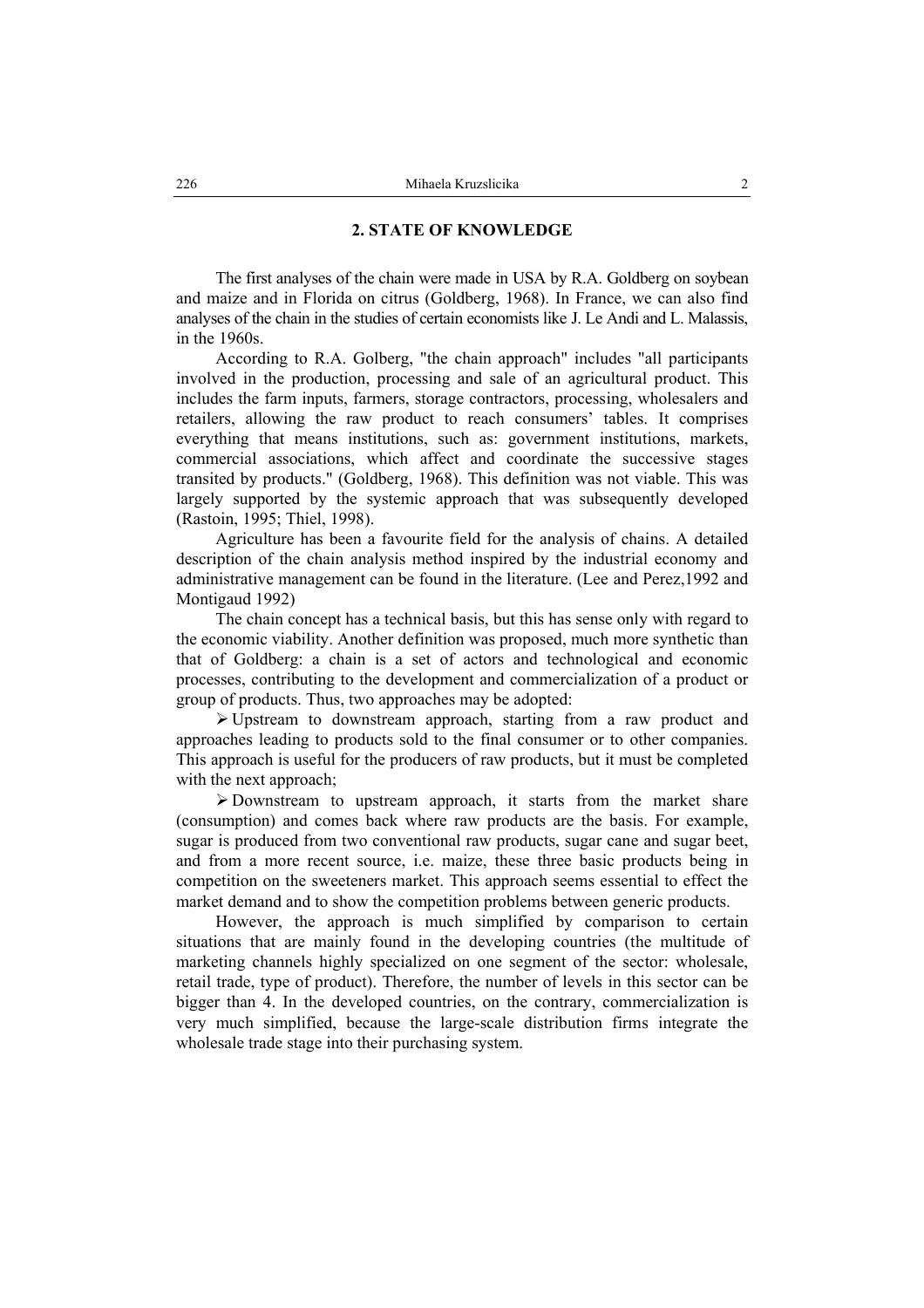## 2. STATE OF KNOWLEDGE

The first analyses of the chain were made in USA by R.A. Goldberg on soybean and maize and in Florida on citrus (Goldberg, 1968). In France, we can also find analyses of the chain in the studies of certain economists like J. Le Andi and L. Malassis, in the 1960s.

According to R.A. Golberg, "the chain approach" includes "all participants involved in the production, processing and sale of an agricultural product. This includes the farm inputs, farmers, storage contractors, processing, wholesalers and retailers, allowing the raw product to reach consumers' tables. It comprises everything that means institutions, such as: government institutions, markets, commercial associations, which affect and coordinate the successive stages transited by products." (Goldberg, 1968). This definition was not viable. This was largely supported by the systemic approach that was subsequently developed (Rastoin, 1995; Thiel, 1998).

Agriculture has been a favourite field for the analysis of chains. A detailed description of the chain analysis method inspired by the industrial economy and administrative management can be found in the literature. (Lee and Perez,1992 and Montigaud 1992)

The chain concept has a technical basis, but this has sense only with regard to the economic viability. Another definition was proposed, much more synthetic than that of Goldberg: a chain is a set of actors and technological and economic processes, contributing to the development and commercialization of a product or group of products. Thus, two approaches may be adopted:

- Upstream to downstream approach, starting from a raw product and approaches leading to products sold to the final consumer or to other companies. This approach is useful for the producers of raw products, but it must be completed with the next approach;
- Downstream to upstream approach, it starts from the market share (consumption) and comes back where raw products are the basis. For example, sugar is produced from two conventional raw products, sugar cane and sugar beet, and from a more recent source, i.e. maize, these three basic products being in competition on the sweeteners market. This approach seems essential to effect the market demand and to show the competition problems between generic products.

However, the approach is much simplified by comparison to certain situations that are mainly found in the developing countries (the multitude of marketing channels highly specialized on one segment of the sector: wholesale, retail trade, type of product). Therefore, the number of levels in this sector can be bigger than 4. In the developed countries, on the contrary, commercialization is very much simplified, because the large-scale distribution firms integrate the wholesale trade stage into their purchasing system.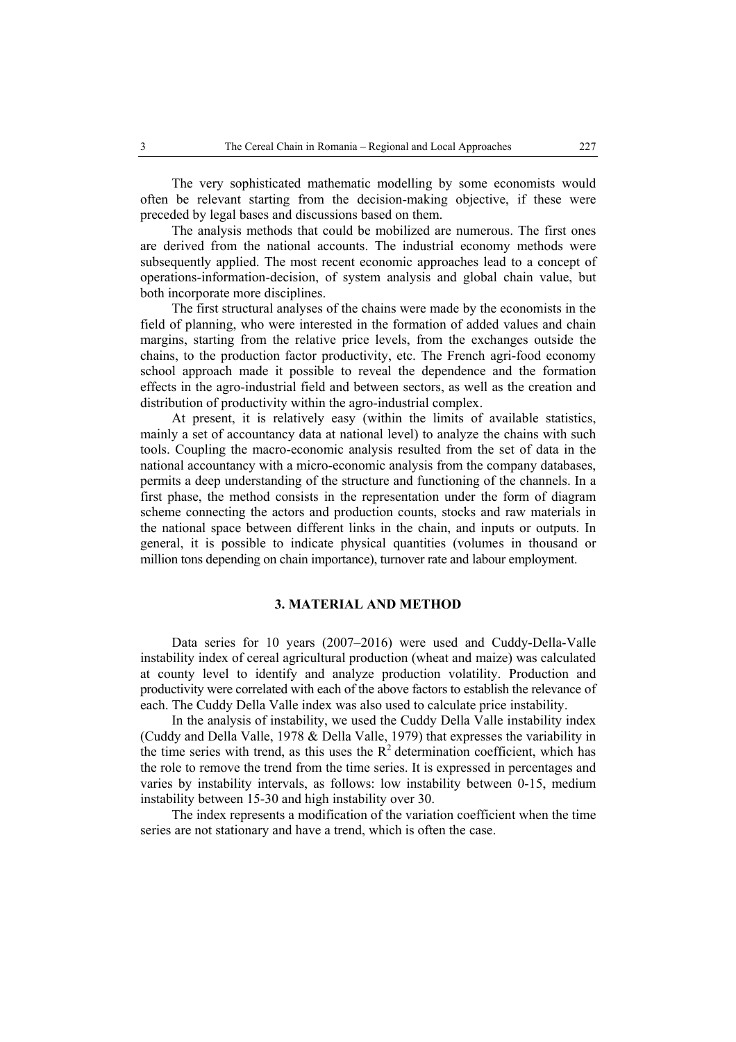The very sophisticated mathematic modelling by some economists would often be relevant starting from the decision-making objective, if these were preceded by legal bases and discussions based on them.

The analysis methods that could be mobilized are numerous. The first ones are derived from the national accounts. The industrial economy methods were subsequently applied. The most recent economic approaches lead to a concept of operations-information-decision, of system analysis and global chain value, but both incorporate more disciplines.

The first structural analyses of the chains were made by the economists in the field of planning, who were interested in the formation of added values and chain margins, starting from the relative price levels, from the exchanges outside the chains, to the production factor productivity, etc. The French agri-food economy school approach made it possible to reveal the dependence and the formation effects in the agro-industrial field and between sectors, as well as the creation and distribution of productivity within the agro-industrial complex.

At present, it is relatively easy (within the limits of available statistics, mainly a set of accountancy data at national level) to analyze the chains with such tools. Coupling the macro-economic analysis resulted from the set of data in the national accountancy with a micro-economic analysis from the company databases, permits a deep understanding of the structure and functioning of the channels. In a first phase, the method consists in the representation under the form of diagram scheme connecting the actors and production counts, stocks and raw materials in the national space between different links in the chain, and inputs or outputs. In general, it is possible to indicate physical quantities (volumes in thousand or million tons depending on chain importance), turnover rate and labour employment.

## 3. MATERIAL AND METHOD

Data series for 10 years (2007–2016) were used and Cuddy-Della-Valle instability index of cereal agricultural production (wheat and maize) was calculated at county level to identify and analyze production volatility. Production and productivity were correlated with each of the above factors to establish the relevance of each. The Cuddy Della Valle index was also used to calculate price instability.

In the analysis of instability, we used the Cuddy Della Valle instability index (Cuddy and Della Valle, 1978 & Della Valle, 1979) that expresses the variability in the time series with trend, as this uses the $R^2$ determination coefficient, which has the role to remove the trend from the time series. It is expressed in percentages and varies by instability intervals, as follows: low instability between 0-15, medium instability between 15-30 and high instability over 30.

The index represents a modification of the variation coefficient when the time series are not stationary and have a trend, which is often the case.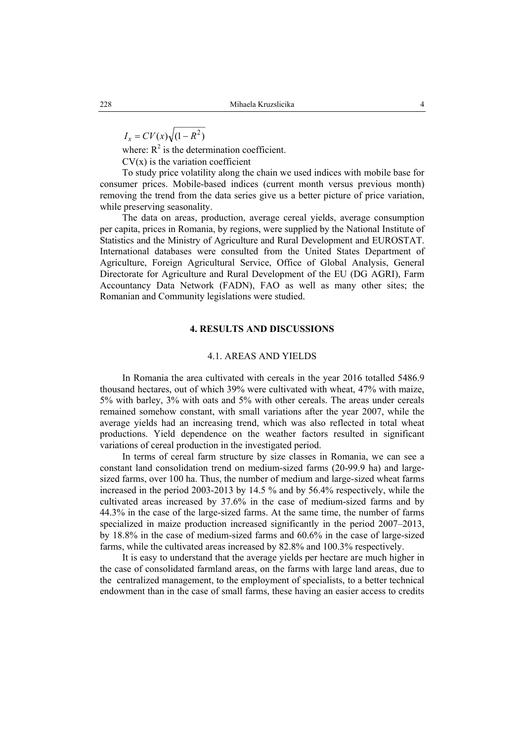$$I_x = CV(x)\sqrt{(1-R^2)}$$

where: $R^2$ is the determination coefficient.

CV(x) is the variation coefficient

To study price volatility along the chain we used indices with mobile base for consumer prices. Mobile-based indices (current month versus previous month) removing the trend from the data series give us a better picture of price variation, while preserving seasonality.

The data on areas, production, average cereal yields, average consumption per capita, prices in Romania, by regions, were supplied by the National Institute of Statistics and the Ministry of Agriculture and Rural Development and EUROSTAT. International databases were consulted from the United States Department of Agriculture, Foreign Agricultural Service, Office of Global Analysis, General Directorate for Agriculture and Rural Development of the EU (DG AGRI), Farm Accountancy Data Network (FADN), FAO as well as many other sites; the Romanian and Community legislations were studied.

## 4. RESULTS AND DISCUSSIONS

### 4.1. AREAS AND YIELDS

In Romania the area cultivated with cereals in the year 2016 totalled 5486.9 thousand hectares, out of which 39% were cultivated with wheat, 47% with maize, 5% with barley, 3% with oats and 5% with other cereals. The areas under cereals remained somehow constant, with small variations after the year 2007, while the average yields had an increasing trend, which was also reflected in total wheat productions. Yield dependence on the weather factors resulted in significant variations of cereal production in the investigated period.

In terms of cereal farm structure by size classes in Romania, we can see a constant land consolidation trend on medium-sized farms (20-99.9 ha) and large-sized farms, over 100 ha. Thus, the number of medium and large-sized wheat farms increased in the period 2003-2013 by 14.5 % and by 56.4% respectively, while the cultivated areas increased by 37.6% in the case of medium-sized farms and by 44.3% in the case of the large-sized farms. At the same time, the number of farms specialized in maize production increased significantly in the period 2007–2013, by 18.8% in the case of medium-sized farms and 60.6% in the case of large-sized farms, while the cultivated areas increased by 82.8% and 100.3% respectively.

It is easy to understand that the average yields per hectare are much higher in the case of consolidated farmland areas, on the farms with large land areas, due to the centralized management, to the employment of specialists, to a better technical endowment than in the case of small farms, these having an easier access to credits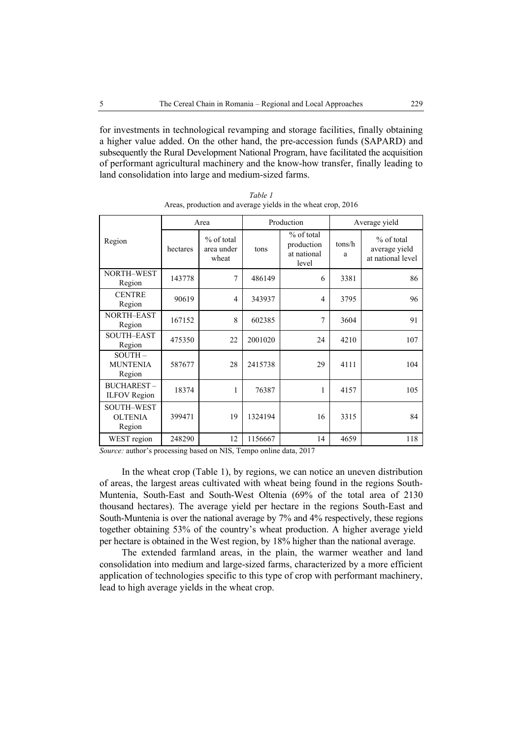for investments in technological revamping and storage facilities, finally obtaining a higher value added. On the other hand, the pre-accession funds (SAPARD) and subsequently the Rural Development National Program, have facilitated the acquisition of performant agricultural machinery and the know-how transfer, finally leading to land consolidation into large and medium-sized farms.

*Table 1*
Areas, production and average yields in the wheat crop, 2016

| Region | Area | | Production | | Average yield | |
|---|---|---|---|---|---|---|
| | hectares | % of total area under wheat | tons | % of total production at national level | tons/ha | % of total average yield at national level |
| NORTH–WEST Region | 143778 | 7 | 486149 | 6 | 3381 | 86 |
| CENTRE Region | 90619 | 4 | 343937 | 4 | 3795 | 96 |
| NORTH–EAST Region | 167152 | 8 | 602385 | 7 | 3604 | 91 |
| SOUTH–EAST Region | 475350 | 22 | 2001020 | 24 | 4210 | 107 |
| SOUTH – MUNTENIA Region | 587677 | 28 | 2415738 | 29 | 4111 | 104 |
| BUCHAREST – ILFOV Region | 18374 | 1 | 76387 | 1 | 4157 | 105 |
| SOUTH–WEST OLTENIA Region | 399471 | 19 | 1324194 | 16 | 3315 | 84 |
| WEST region | 248290 | 12 | 1156667 | 14 | 4659 | 118 |

*Source:* author's processing based on NIS, Tempo online data, 2017

In the wheat crop (Table 1), by regions, we can notice an uneven distribution of areas, the largest areas cultivated with wheat being found in the regions South-Muntenia, South-East and South-West Oltenia (69% of the total area of 2130 thousand hectares). The average yield per hectare in the regions South-East and South-Muntenia is over the national average by 7% and 4% respectively, these regions together obtaining 53% of the country's wheat production. A higher average yield per hectare is obtained in the West region, by 18% higher than the national average.

The extended farmland areas, in the plain, the warmer weather and land consolidation into medium and large-sized farms, characterized by a more efficient application of technologies specific to this type of crop with performant machinery, lead to high average yields in the wheat crop.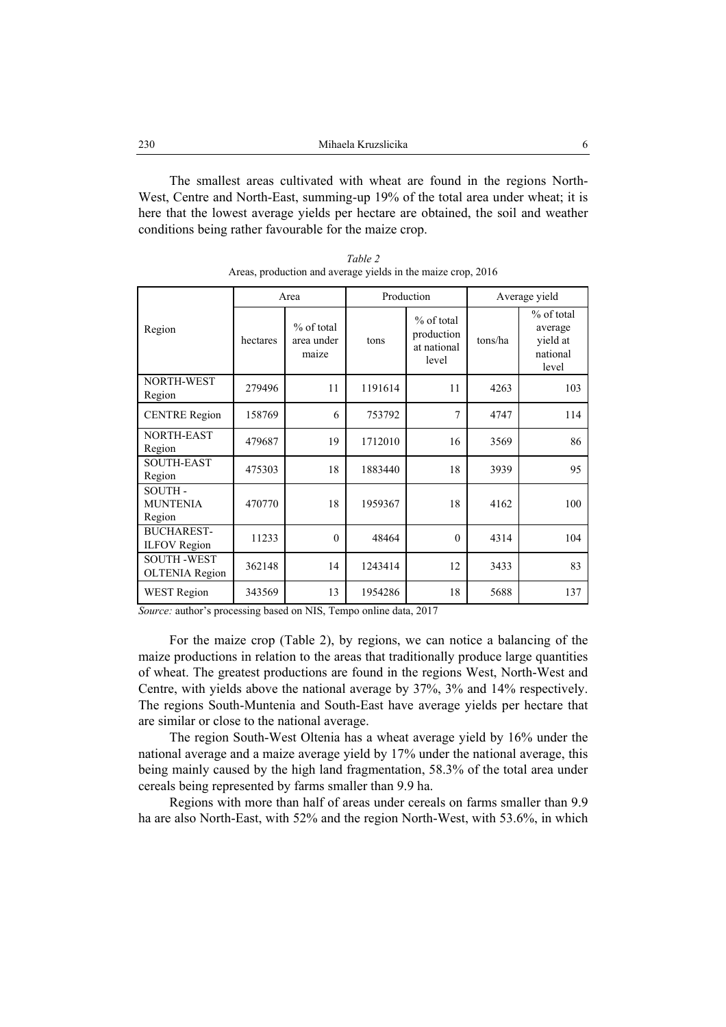The smallest areas cultivated with wheat are found in the regions North-West, Centre and North-East, summing-up 19% of the total area under wheat; it is here that the lowest average yields per hectare are obtained, the soil and weather conditions being rather favourable for the maize crop.

*Table 2*
Areas, production and average yields in the maize crop, 2016

| Region | Area | | Production | | Average yield | |
|---|---|---|---|---|---|---|
| | hectares | % of total area under maize | tons | % of total production at national level | tons/ha | % of total average yield at national level |
| NORTH-WEST Region | 279496 | 11 | 1191614 | 11 | 4263 | 103 |
| CENTRE Region | 158769 | 6 | 753792 | 7 | 4747 | 114 |
| NORTH-EAST Region | 479687 | 19 | 1712010 | 16 | 3569 | 86 |
| SOUTH-EAST Region | 475303 | 18 | 1883440 | 18 | 3939 | 95 |
| SOUTH - MUNTENIA Region | 470770 | 18 | 1959367 | 18 | 4162 | 100 |
| BUCHAREST-ILFOV Region | 11233 | 0 | 48464 | 0 | 4314 | 104 |
| SOUTH -WEST OLTENIA Region | 362148 | 14 | 1243414 | 12 | 3433 | 83 |
| WEST Region | 343569 | 13 | 1954286 | 18 | 5688 | 137 |

*Source:* author's processing based on NIS, Tempo online data, 2017

For the maize crop (Table 2), by regions, we can notice a balancing of the maize productions in relation to the areas that traditionally produce large quantities of wheat. The greatest productions are found in the regions West, North-West and Centre, with yields above the national average by 37%, 3% and 14% respectively. The regions South-Muntenia and South-East have average yields per hectare that are similar or close to the national average.

The region South-West Oltenia has a wheat average yield by 16% under the national average and a maize average yield by 17% under the national average, this being mainly caused by the high land fragmentation, 58.3% of the total area under cereals being represented by farms smaller than 9.9 ha.

Regions with more than half of areas under cereals on farms smaller than 9.9 ha are also North-East, with 52% and the region North-West, with 53.6%, in which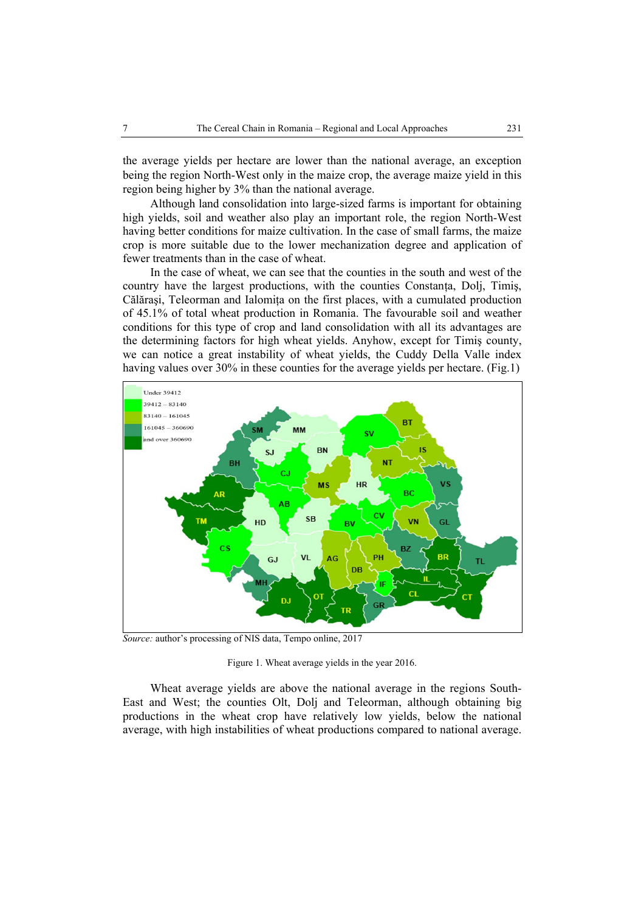the average yields per hectare are lower than the national average, an exception being the region North-West only in the maize crop, the average maize yield in this region being higher by 3% than the national average.

Although land consolidation into large-sized farms is important for obtaining high yields, soil and weather also play an important role, the region North-West having better conditions for maize cultivation. In the case of small farms, the maize crop is more suitable due to the lower mechanization degree and application of fewer treatments than in the case of wheat.

In the case of wheat, we can see that the counties in the south and west of the country have the largest productions, with the counties Constanța, Dolj, Timiş, Călărași, Teleorman and Ialomița on the first places, with a cumulated production of 45.1% of total wheat production in Romania. The favourable soil and weather conditions for this type of crop and land consolidation with all its advantages are the determining factors for high wheat yields. Anyhow, except for Timiş county, we can notice a great instability of wheat yields, the Cuddy Della Valle index having values over 30% in these counties for the average yields per hectare. (Fig.1)

*Source:* author's processing of NIS data, Tempo online, 2017

Figure 1. Wheat average yields in the year 2016.

Wheat average yields are above the national average in the regions South-East and West; the counties Olt, Dolj and Teleorman, although obtaining big productions in the wheat crop have relatively low yields, below the national average, with high instabilities of wheat productions compared to national average.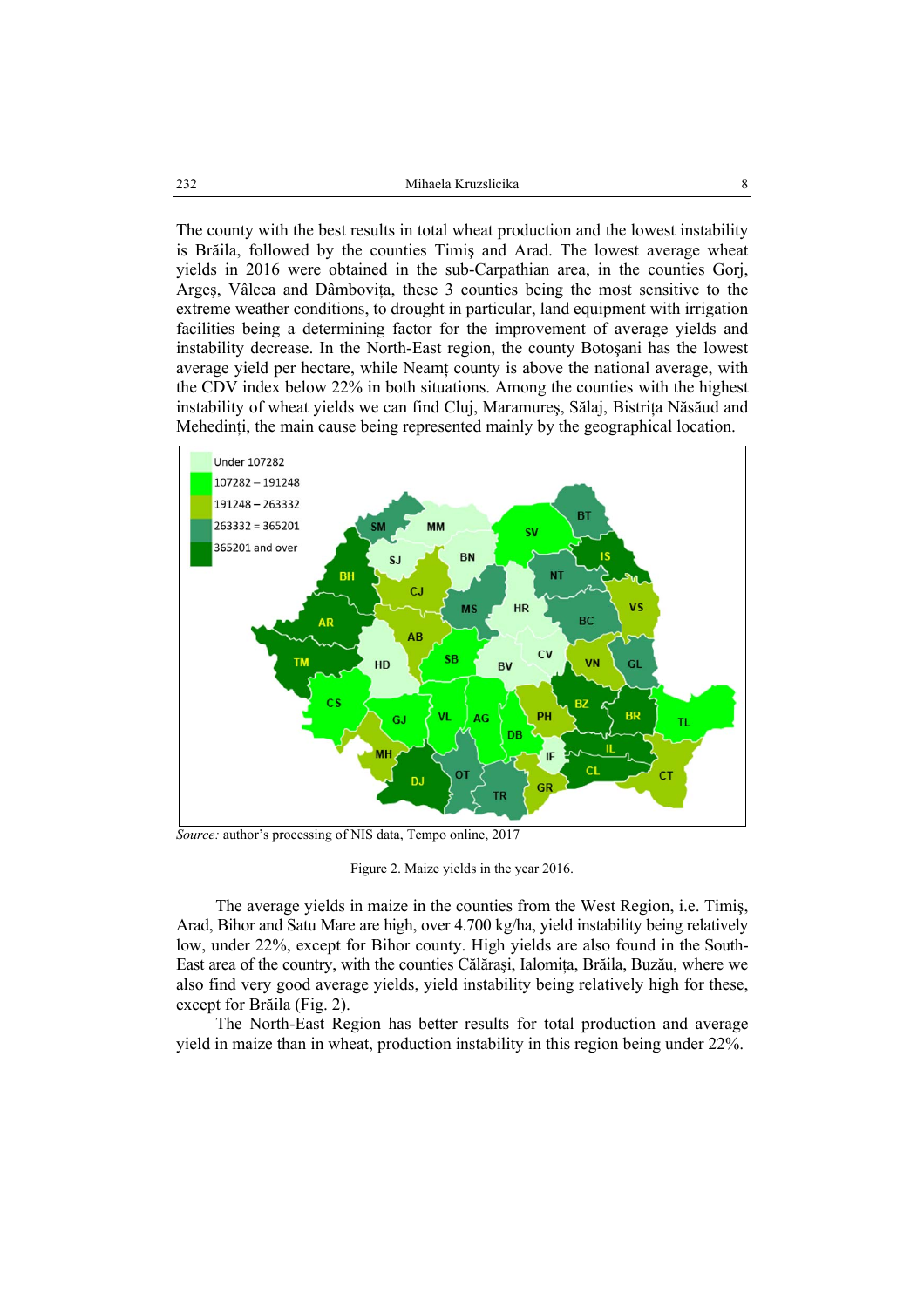The county with the best results in total wheat production and the lowest instability is Brăila, followed by the counties Timiş and Arad. The lowest average wheat yields in 2016 were obtained in the sub-Carpathian area, in the counties Gorj, Argeş, Vâlcea and Dâmboviţa, these 3 counties being the most sensitive to the extreme weather conditions, to drought in particular, land equipment with irrigation facilities being a determining factor for the improvement of average yields and instability decrease. In the North-East region, the county Botoşani has the lowest average yield per hectare, while Neamţ county is above the national average, with the CDV index below 22% in both situations. Among the counties with the highest instability of wheat yields we can find Cluj, Maramureş, Sălaj, Bistriţa Năsăud and Mehedinţi, the main cause being represented mainly by the geographical location.

*Source:* author's processing of NIS data, Tempo online, 2017

Figure 2. Maize yields in the year 2016.

The average yields in maize in the counties from the West Region, i.e. Timiş, Arad, Bihor and Satu Mare are high, over 4.700 kg/ha, yield instability being relatively low, under 22%, except for Bihor county. High yields are also found in the South-East area of the country, with the counties Călăraşi, Ialomiţa, Brăila, Buzău, where we also find very good average yields, yield instability being relatively high for these, except for Brăila (Fig. 2).

The North-East Region has better results for total production and average yield in maize than in wheat, production instability in this region being under 22%.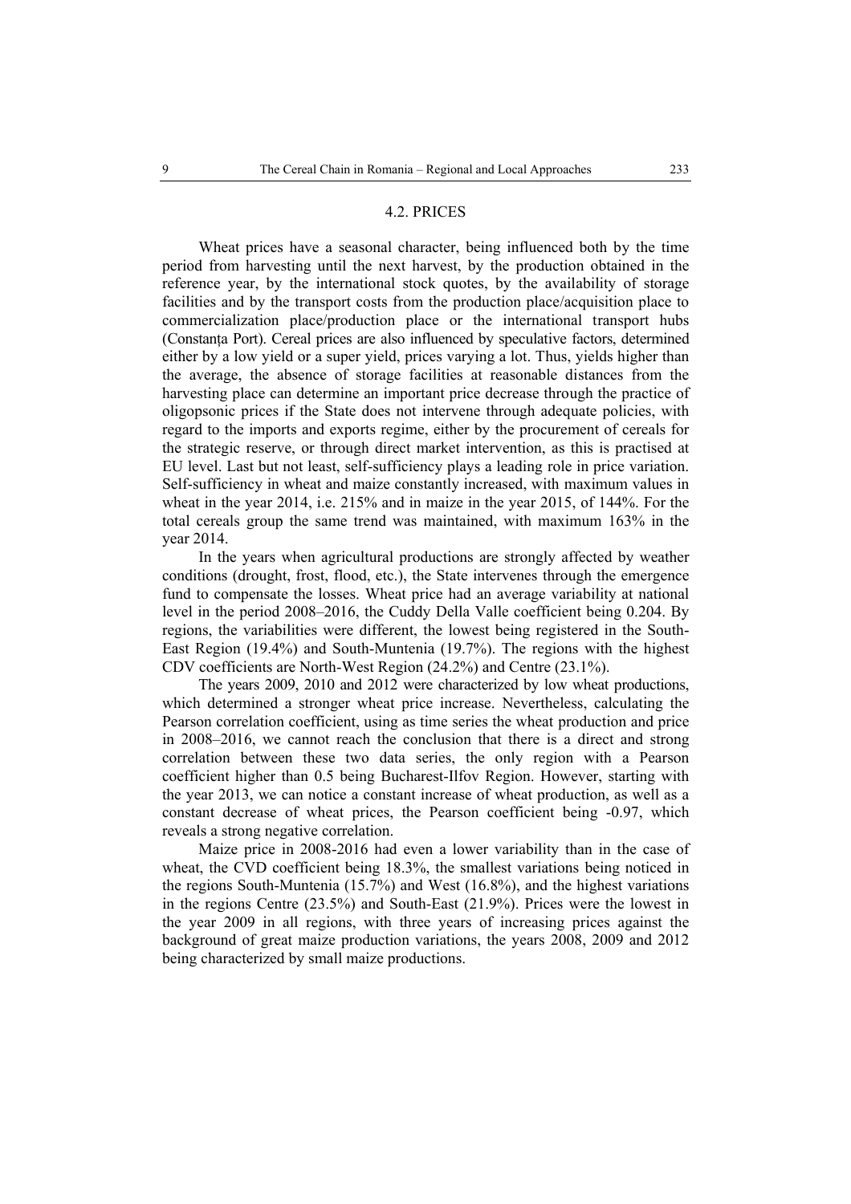## 4.2. PRICES

Wheat prices have a seasonal character, being influenced both by the time period from harvesting until the next harvest, by the production obtained in the reference year, by the international stock quotes, by the availability of storage facilities and by the transport costs from the production place/acquisition place to commercialization place/production place or the international transport hubs (Constanța Port). Cereal prices are also influenced by speculative factors, determined either by a low yield or a super yield, prices varying a lot. Thus, yields higher than the average, the absence of storage facilities at reasonable distances from the harvesting place can determine an important price decrease through the practice of oligopsonic prices if the State does not intervene through adequate policies, with regard to the imports and exports regime, either by the procurement of cereals for the strategic reserve, or through direct market intervention, as this is practised at EU level. Last but not least, self-sufficiency plays a leading role in price variation. Self-sufficiency in wheat and maize constantly increased, with maximum values in wheat in the year 2014, i.e. 215% and in maize in the year 2015, of 144%. For the total cereals group the same trend was maintained, with maximum 163% in the year 2014.

In the years when agricultural productions are strongly affected by weather conditions (drought, frost, flood, etc.), the State intervenes through the emergence fund to compensate the losses. Wheat price had an average variability at national level in the period 2008–2016, the Cuddy Della Valle coefficient being 0.204. By regions, the variabilities were different, the lowest being registered in the South-East Region (19.4%) and South-Muntenia (19.7%). The regions with the highest CDV coefficients are North-West Region (24.2%) and Centre (23.1%).

The years 2009, 2010 and 2012 were characterized by low wheat productions, which determined a stronger wheat price increase. Nevertheless, calculating the Pearson correlation coefficient, using as time series the wheat production and price in 2008–2016, we cannot reach the conclusion that there is a direct and strong correlation between these two data series, the only region with a Pearson coefficient higher than 0.5 being Bucharest-Ilfov Region. However, starting with the year 2013, we can notice a constant increase of wheat production, as well as a constant decrease of wheat prices, the Pearson coefficient being -0.97, which reveals a strong negative correlation.

Maize price in 2008-2016 had even a lower variability than in the case of wheat, the CVD coefficient being 18.3%, the smallest variations being noticed in the regions South-Muntenia (15.7%) and West (16.8%), and the highest variations in the regions Centre (23.5%) and South-East (21.9%). Prices were the lowest in the year 2009 in all regions, with three years of increasing prices against the background of great maize production variations, the years 2008, 2009 and 2012 being characterized by small maize productions.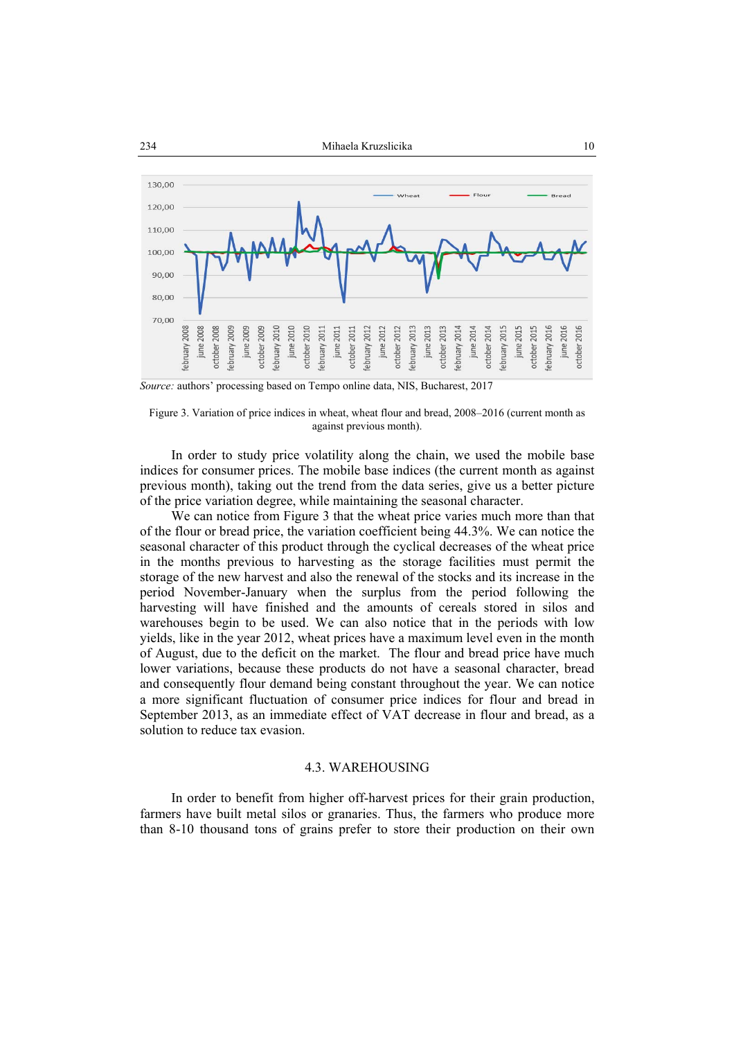*Source:* authors' processing based on Tempo online data, NIS, Bucharest, 2017

Figure 3. Variation of price indices in wheat, wheat flour and bread, 2008–2016 (current month as against previous month).

In order to study price volatility along the chain, we used the mobile base indices for consumer prices. The mobile base indices (the current month as against previous month), taking out the trend from the data series, give us a better picture of the price variation degree, while maintaining the seasonal character.

We can notice from Figure 3 that the wheat price varies much more than that of the flour or bread price, the variation coefficient being 44.3%. We can notice the seasonal character of this product through the cyclical decreases of the wheat price in the months previous to harvesting as the storage facilities must permit the storage of the new harvest and also the renewal of the stocks and its increase in the period November-January when the surplus from the period following the harvesting will have finished and the amounts of cereals stored in silos and warehouses begin to be used. We can also notice that in the periods with low yields, like in the year 2012, wheat prices have a maximum level even in the month of August, due to the deficit on the market. The flour and bread price have much lower variations, because these products do not have a seasonal character, bread and consequently flour demand being constant throughout the year. We can notice a more significant fluctuation of consumer price indices for flour and bread in September 2013, as an immediate effect of VAT decrease in flour and bread, as a solution to reduce tax evasion.

## 4.3. WAREHOUSING

In order to benefit from higher off-harvest prices for their grain production, farmers have built metal silos or granaries. Thus, the farmers who produce more than 8-10 thousand tons of grains prefer to store their production on their own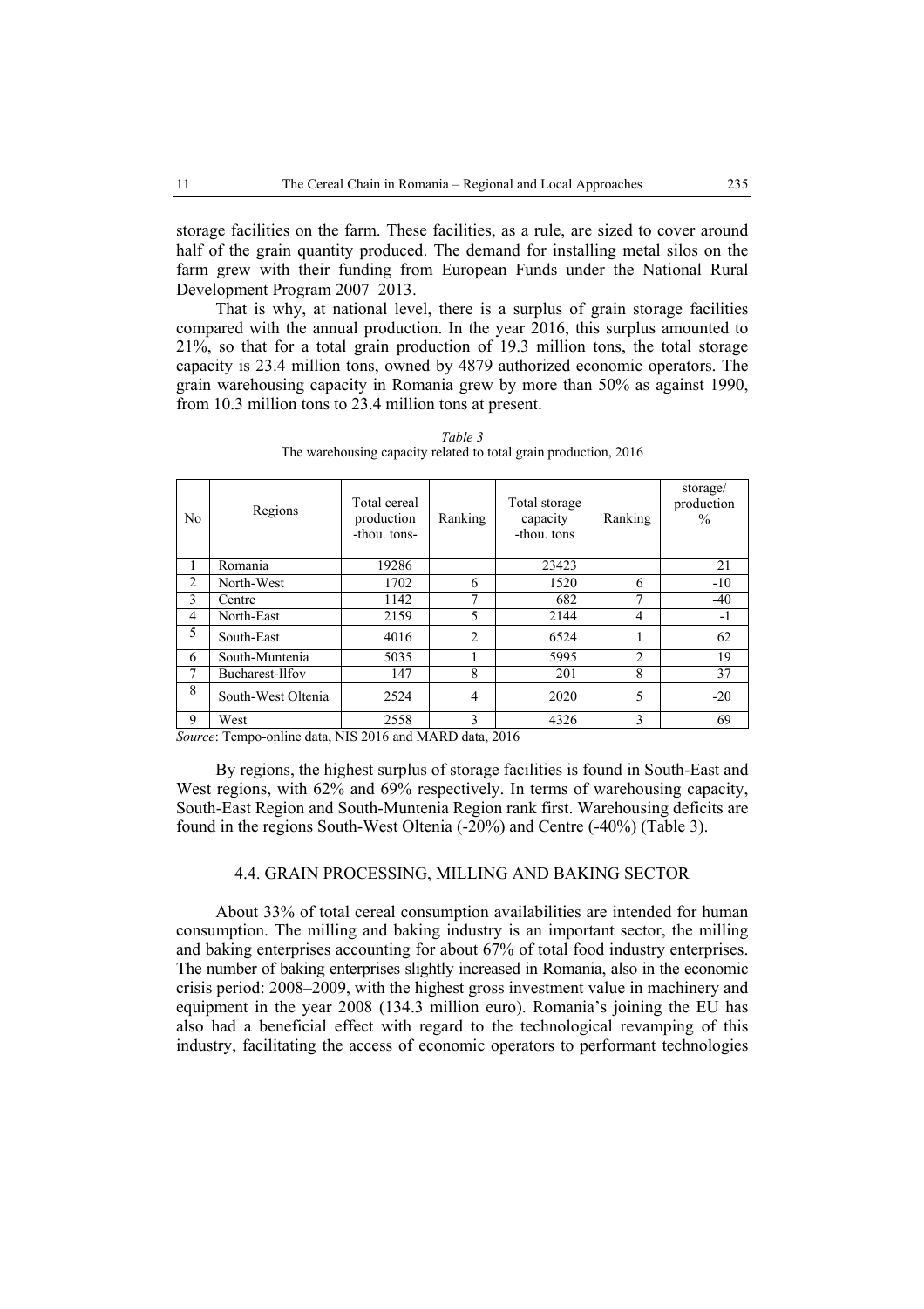storage facilities on the farm. These facilities, as a rule, are sized to cover around half of the grain quantity produced. The demand for installing metal silos on the farm grew with their funding from European Funds under the National Rural Development Program 2007–2013.

That is why, at national level, there is a surplus of grain storage facilities compared with the annual production. In the year 2016, this surplus amounted to 21%, so that for a total grain production of 19.3 million tons, the total storage capacity is 23.4 million tons, owned by 4879 authorized economic operators. The grain warehousing capacity in Romania grew by more than 50% as against 1990, from 10.3 million tons to 23.4 million tons at present.

*Table 3*
The warehousing capacity related to total grain production, 2016

| No | Regions | Total cereal production -thou. tons- | Ranking | Total storage capacity -thou. tons | Ranking | storage/ production % |
|---|---|---|---|---|---|---|
| 1 | Romania | 19286 | | 23423 | | 21 |
| 2 | North-West | 1702 | 6 | 1520 | 6 | -10 |
| 3 | Centre | 1142 | 7 | 682 | 7 | -40 |
| 4 | North-East | 2159 | 5 | 2144 | 4 | -1 |
| 5 | South-East | 4016 | 2 | 6524 | 1 | 62 |
| 6 | South-Muntenia | 5035 | 1 | 5995 | 2 | 19 |
| 7 | Bucharest-Ilfov | 147 | 8 | 201 | 8 | 37 |
| 8 | South-West Oltenia | 2524 | 4 | 2020 | 5 | -20 |
| 9 | West | 2558 | 3 | 4326 | 3 | 69 |

*Source*: Tempo-online data, NIS 2016 and MARD data, 2016

By regions, the highest surplus of storage facilities is found in South-East and West regions, with 62% and 69% respectively. In terms of warehousing capacity, South-East Region and South-Muntenia Region rank first. Warehousing deficits are found in the regions South-West Oltenia (-20%) and Centre (-40%) (Table 3).

### 4.4. GRAIN PROCESSING, MILLING AND BAKING SECTOR

About 33% of total cereal consumption availabilities are intended for human consumption. The milling and baking industry is an important sector, the milling and baking enterprises accounting for about 67% of total food industry enterprises. The number of baking enterprises slightly increased in Romania, also in the economic crisis period: 2008–2009, with the highest gross investment value in machinery and equipment in the year 2008 (134.3 million euro). Romania's joining the EU has also had a beneficial effect with regard to the technological revamping of this industry, facilitating the access of economic operators to performant technologies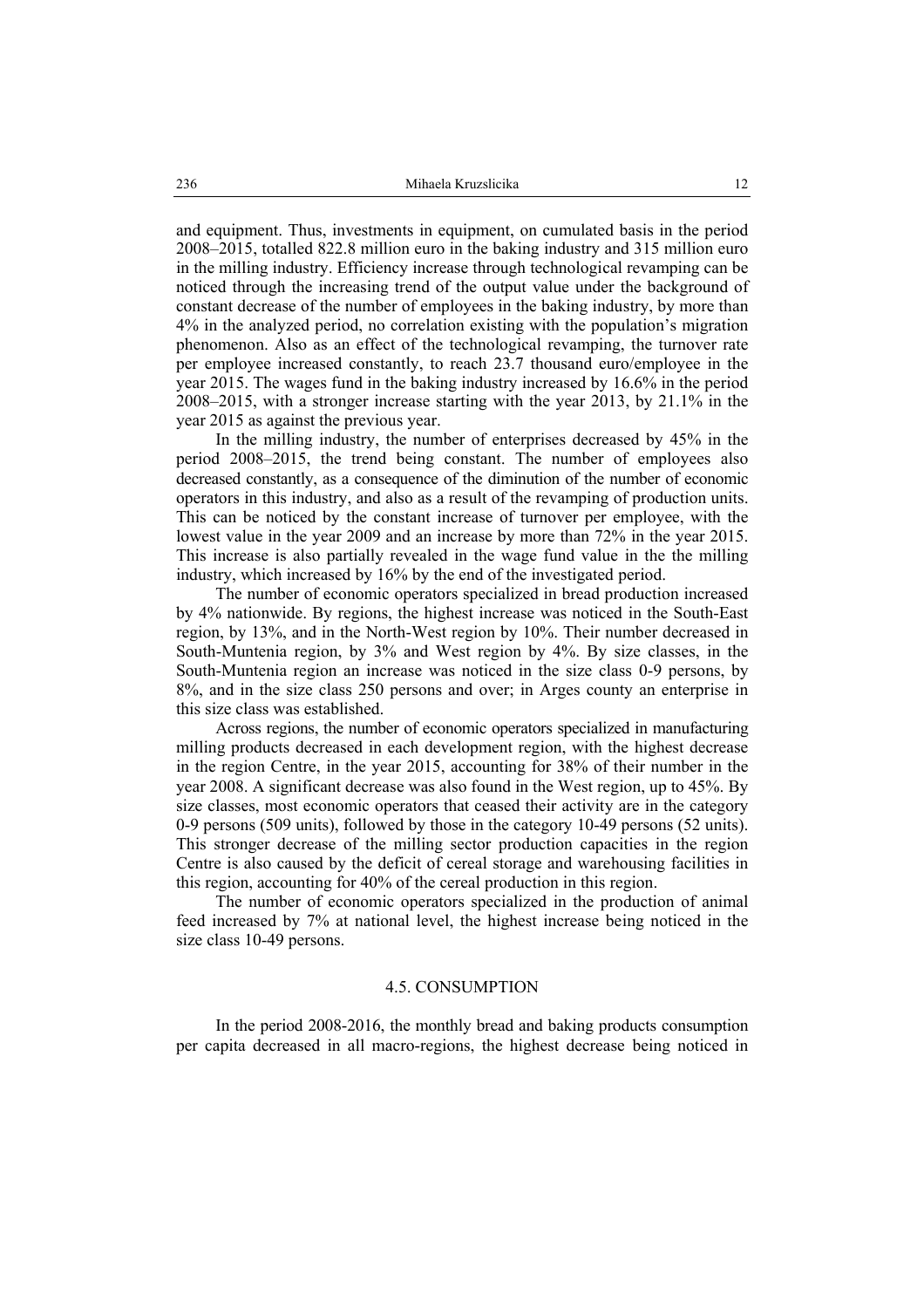and equipment. Thus, investments in equipment, on cumulated basis in the period 2008–2015, totalled 822.8 million euro in the baking industry and 315 million euro in the milling industry. Efficiency increase through technological revamping can be noticed through the increasing trend of the output value under the background of constant decrease of the number of employees in the baking industry, by more than 4% in the analyzed period, no correlation existing with the population's migration phenomenon. Also as an effect of the technological revamping, the turnover rate per employee increased constantly, to reach 23.7 thousand euro/employee in the year 2015. The wages fund in the baking industry increased by 16.6% in the period 2008–2015, with a stronger increase starting with the year 2013, by 21.1% in the year 2015 as against the previous year.

In the milling industry, the number of enterprises decreased by 45% in the period 2008–2015, the trend being constant. The number of employees also decreased constantly, as a consequence of the diminution of the number of economic operators in this industry, and also as a result of the revamping of production units. This can be noticed by the constant increase of turnover per employee, with the lowest value in the year 2009 and an increase by more than 72% in the year 2015. This increase is also partially revealed in the wage fund value in the the milling industry, which increased by 16% by the end of the investigated period.

The number of economic operators specialized in bread production increased by 4% nationwide. By regions, the highest increase was noticed in the South-East region, by 13%, and in the North-West region by 10%. Their number decreased in South-Muntenia region, by 3% and West region by 4%. By size classes, in the South-Muntenia region an increase was noticed in the size class 0-9 persons, by 8%, and in the size class 250 persons and over; in Arges county an enterprise in this size class was established.

Across regions, the number of economic operators specialized in manufacturing milling products decreased in each development region, with the highest decrease in the region Centre, in the year 2015, accounting for 38% of their number in the year 2008. A significant decrease was also found in the West region, up to 45%. By size classes, most economic operators that ceased their activity are in the category 0-9 persons (509 units), followed by those in the category 10-49 persons (52 units). This stronger decrease of the milling sector production capacities in the region Centre is also caused by the deficit of cereal storage and warehousing facilities in this region, accounting for 40% of the cereal production in this region.

The number of economic operators specialized in the production of animal feed increased by 7% at national level, the highest increase being noticed in the size class 10-49 persons.

### 4.5. CONSUMPTION

In the period 2008-2016, the monthly bread and baking products consumption per capita decreased in all macro-regions, the highest decrease being noticed in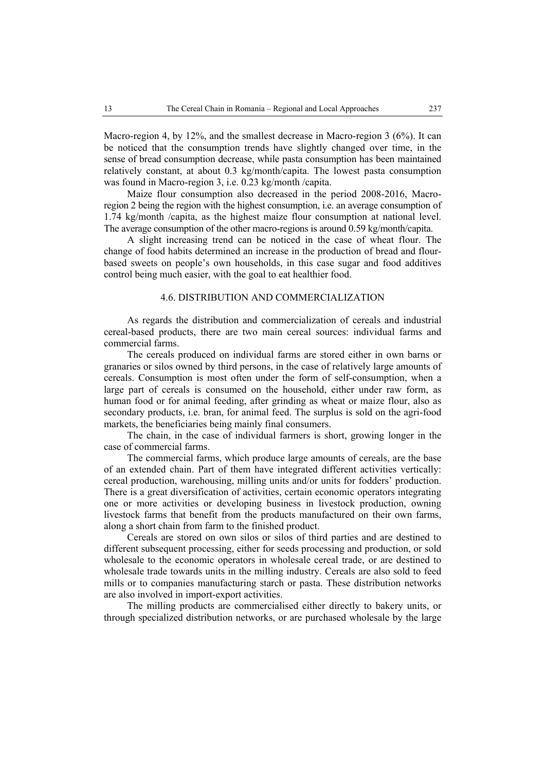Macro-region 4, by 12%, and the smallest decrease in Macro-region 3 (6%). It can be noticed that the consumption trends have slightly changed over time, in the sense of bread consumption decrease, while pasta consumption has been maintained relatively constant, at about 0.3 kg/month/capita. The lowest pasta consumption was found in Macro-region 3, i.e. 0.23 kg/month /capita.

Maize flour consumption also decreased in the period 2008-2016, Macro-region 2 being the region with the highest consumption, i.e. an average consumption of 1.74 kg/month /capita, as the highest maize flour consumption at national level. The average consumption of the other macro-regions is around 0.59 kg/month/capita.

A slight increasing trend can be noticed in the case of wheat flour. The change of food habits determined an increase in the production of bread and flour-based sweets on people's own households, in this case sugar and food additives control being much easier, with the goal to eat healthier food.

## 4.6. DISTRIBUTION AND COMMERCIALIZATION

As regards the distribution and commercialization of cereals and industrial cereal-based products, there are two main cereal sources: individual farms and commercial farms.

The cereals produced on individual farms are stored either in own barns or granaries or silos owned by third persons, in the case of relatively large amounts of cereals. Consumption is most often under the form of self-consumption, when a large part of cereals is consumed on the household, either under raw form, as human food or for animal feeding, after grinding as wheat or maize flour, also as secondary products, i.e. bran, for animal feed. The surplus is sold on the agri-food markets, the beneficiaries being mainly final consumers.

The chain, in the case of individual farmers is short, growing longer in the case of commercial farms.

The commercial farms, which produce large amounts of cereals, are the base of an extended chain. Part of them have integrated different activities vertically: cereal production, warehousing, milling units and/or units for fodders' production. There is a great diversification of activities, certain economic operators integrating one or more activities or developing business in livestock production, owning livestock farms that benefit from the products manufactured on their own farms, along a short chain from farm to the finished product.

Cereals are stored on own silos or silos of third parties and are destined to different subsequent processing, either for seeds processing and production, or sold wholesale to the economic operators in wholesale cereal trade, or are destined to wholesale trade towards units in the milling industry. Cereals are also sold to feed mills or to companies manufacturing starch or pasta. These distribution networks are also involved in import-export activities.

The milling products are commercialised either directly to bakery units, or through specialized distribution networks, or are purchased wholesale by the large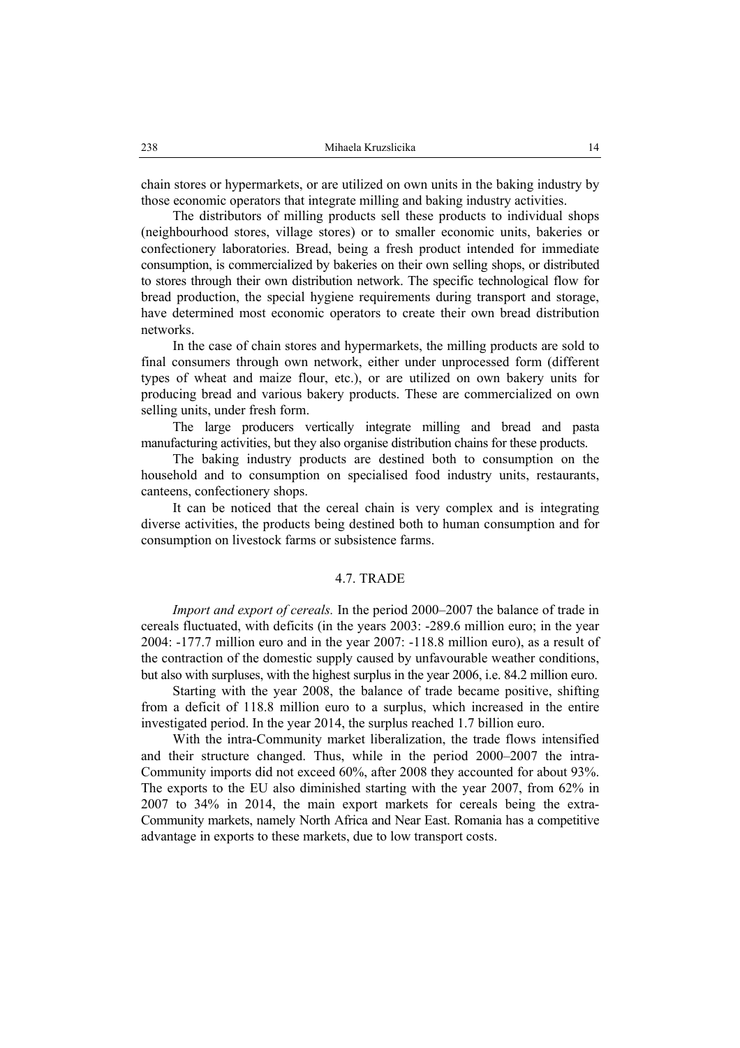chain stores or hypermarkets, or are utilized on own units in the baking industry by those economic operators that integrate milling and baking industry activities.

The distributors of milling products sell these products to individual shops (neighbourhood stores, village stores) or to smaller economic units, bakeries or confectionery laboratories. Bread, being a fresh product intended for immediate consumption, is commercialized by bakeries on their own selling shops, or distributed to stores through their own distribution network. The specific technological flow for bread production, the special hygiene requirements during transport and storage, have determined most economic operators to create their own bread distribution networks.

In the case of chain stores and hypermarkets, the milling products are sold to final consumers through own network, either under unprocessed form (different types of wheat and maize flour, etc.), or are utilized on own bakery units for producing bread and various bakery products. These are commercialized on own selling units, under fresh form.

The large producers vertically integrate milling and bread and pasta manufacturing activities, but they also organise distribution chains for these products.

The baking industry products are destined both to consumption on the household and to consumption on specialised food industry units, restaurants, canteens, confectionery shops.

It can be noticed that the cereal chain is very complex and is integrating diverse activities, the products being destined both to human consumption and for consumption on livestock farms or subsistence farms.

## 4.7. TRADE

*Import and export of cereals.* In the period 2000–2007 the balance of trade in cereals fluctuated, with deficits (in the years 2003: -289.6 million euro; in the year 2004: -177.7 million euro and in the year 2007: -118.8 million euro), as a result of the contraction of the domestic supply caused by unfavourable weather conditions, but also with surpluses, with the highest surplus in the year 2006, i.e. 84.2 million euro.

Starting with the year 2008, the balance of trade became positive, shifting from a deficit of 118.8 million euro to a surplus, which increased in the entire investigated period. In the year 2014, the surplus reached 1.7 billion euro.

With the intra-Community market liberalization, the trade flows intensified and their structure changed. Thus, while in the period 2000–2007 the intra-Community imports did not exceed 60%, after 2008 they accounted for about 93%. The exports to the EU also diminished starting with the year 2007, from 62% in 2007 to 34% in 2014, the main export markets for cereals being the extra-Community markets, namely North Africa and Near East. Romania has a competitive advantage in exports to these markets, due to low transport costs.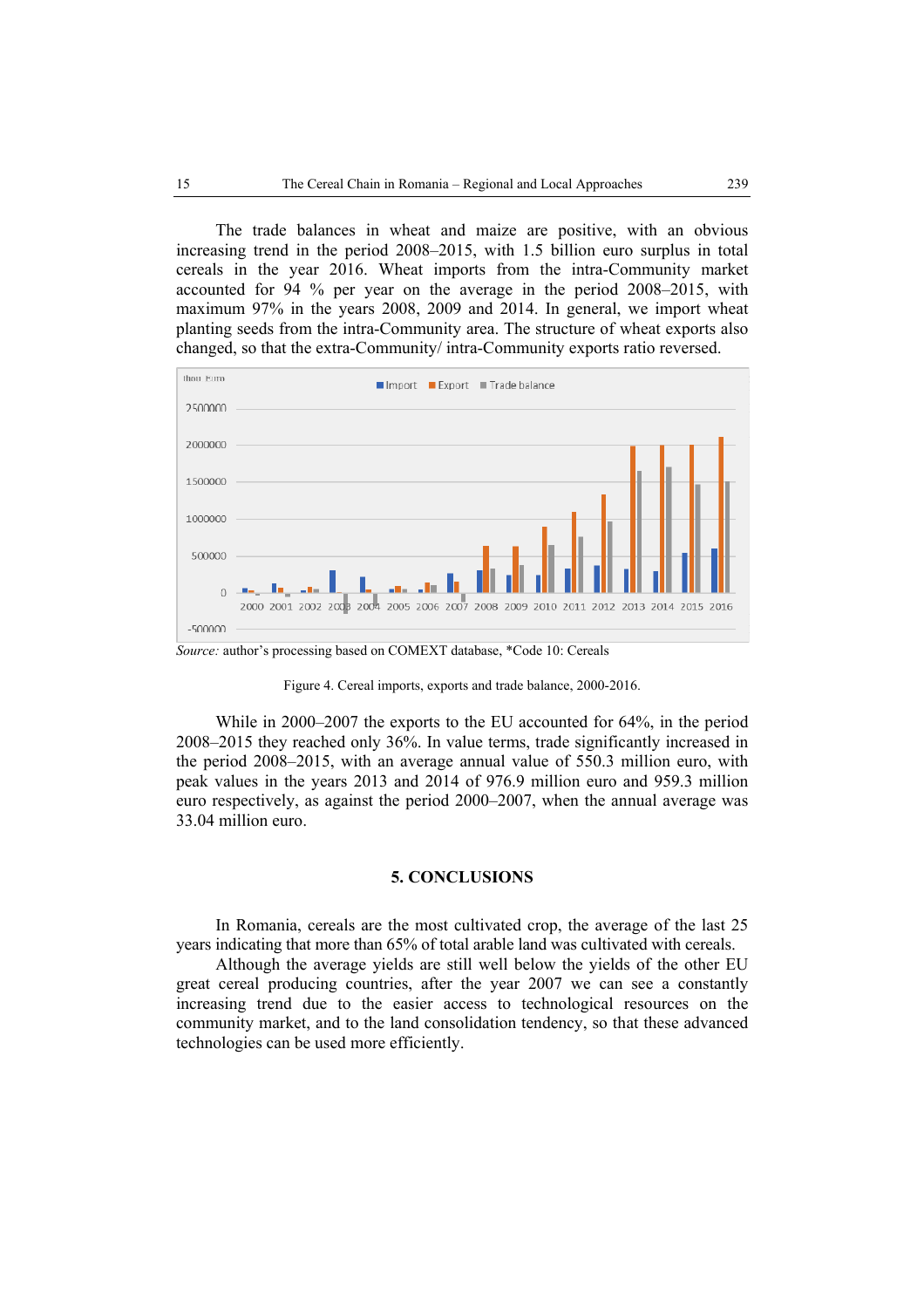The trade balances in wheat and maize are positive, with an obvious increasing trend in the period 2008–2015, with 1.5 billion euro surplus in total cereals in the year 2016. Wheat imports from the intra-Community market accounted for 94 % per year on the average in the period 2008–2015, with maximum 97% in the years 2008, 2009 and 2014. In general, we import wheat planting seeds from the intra-Community area. The structure of wheat exports also changed, so that the extra-Community/ intra-Community exports ratio reversed.

*Source:* author's processing based on COMEXT database, *Code 10: Cereals

Figure 4. Cereal imports, exports and trade balance, 2000-2016.

While in 2000–2007 the exports to the EU accounted for 64%, in the period 2008–2015 they reached only 36%. In value terms, trade significantly increased in the period 2008–2015, with an average annual value of 550.3 million euro, with peak values in the years 2013 and 2014 of 976.9 million euro and 959.3 million euro respectively, as against the period 2000–2007, when the annual average was 33.04 million euro.

## 5. CONCLUSIONS

In Romania, cereals are the most cultivated crop, the average of the last 25 years indicating that more than 65% of total arable land was cultivated with cereals.

Although the average yields are still well below the yields of the other EU great cereal producing countries, after the year 2007 we can see a constantly increasing trend due to the easier access to technological resources on the community market, and to the land consolidation tendency, so that these advanced technologies can be used more efficiently.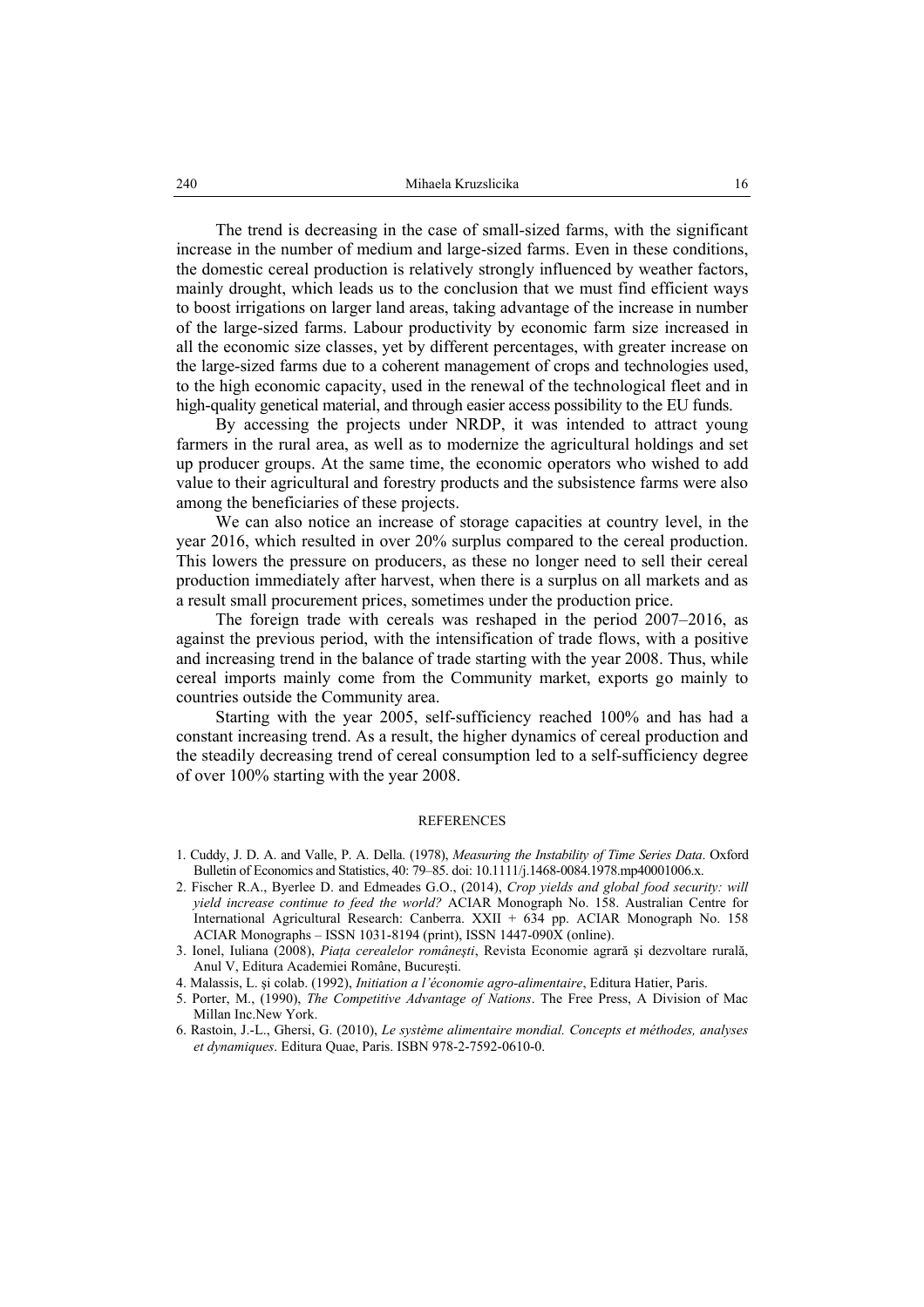The trend is decreasing in the case of small-sized farms, with the significant increase in the number of medium and large-sized farms. Even in these conditions, the domestic cereal production is relatively strongly influenced by weather factors, mainly drought, which leads us to the conclusion that we must find efficient ways to boost irrigations on larger land areas, taking advantage of the increase in number of the large-sized farms. Labour productivity by economic farm size increased in all the economic size classes, yet by different percentages, with greater increase on the large-sized farms due to a coherent management of crops and technologies used, to the high economic capacity, used in the renewal of the technological fleet and in high-quality genetical material, and through easier access possibility to the EU funds.

By accessing the projects under NRDP, it was intended to attract young farmers in the rural area, as well as to modernize the agricultural holdings and set up producer groups. At the same time, the economic operators who wished to add value to their agricultural and forestry products and the subsistence farms were also among the beneficiaries of these projects.

We can also notice an increase of storage capacities at country level, in the year 2016, which resulted in over 20% surplus compared to the cereal production. This lowers the pressure on producers, as these no longer need to sell their cereal production immediately after harvest, when there is a surplus on all markets and as a result small procurement prices, sometimes under the production price.

The foreign trade with cereals was reshaped in the period 2007–2016, as against the previous period, with the intensification of trade flows, with a positive and increasing trend in the balance of trade starting with the year 2008. Thus, while cereal imports mainly come from the Community market, exports go mainly to countries outside the Community area.

Starting with the year 2005, self-sufficiency reached 100% and has had a constant increasing trend. As a result, the higher dynamics of cereal production and the steadily decreasing trend of cereal consumption led to a self-sufficiency degree of over 100% starting with the year 2008.

## REFERENCES

1. Cuddy, J. D. A. and Valle, P. A. Della. (1978), *Measuring the Instability of Time Series Data*. Oxford Bulletin of Economics and Statistics, 40: 79–85. doi: 10.1111/j.1468-0084.1978.mp40001006.x.
2. Fischer R.A., Byerlee D. and Edmeades G.O., (2014), *Crop yields and global food security: will yield increase continue to feed the world?* ACIAR Monograph No. 158. Australian Centre for International Agricultural Research: Canberra. XXII + 634 pp. ACIAR Monograph No. 158 ACIAR Monographs – ISSN 1031-8194 (print), ISSN 1447-090X (online).
3. Ionel, Iuliana (2008), *Piața cerealelor româneşti*, Revista Economie agrară şi dezvoltare rurală, Anul V, Editura Academiei Române, Bucureşti.
4. Malassis, L. şi colab. (1992), *Initiation a l'économie agro-alimentaire*, Editura Hatier, Paris.
5. Porter, M., (1990), *The Competitive Advantage of Nations*. The Free Press, A Division of Mac Millan Inc.New York.
6. Rastoin, J.-L., Ghersi, G. (2010), *Le système alimentaire mondial. Concepts et méthodes, analyses et dynamiques*. Editura Quae, Paris. ISBN 978-2-7592-0610-0.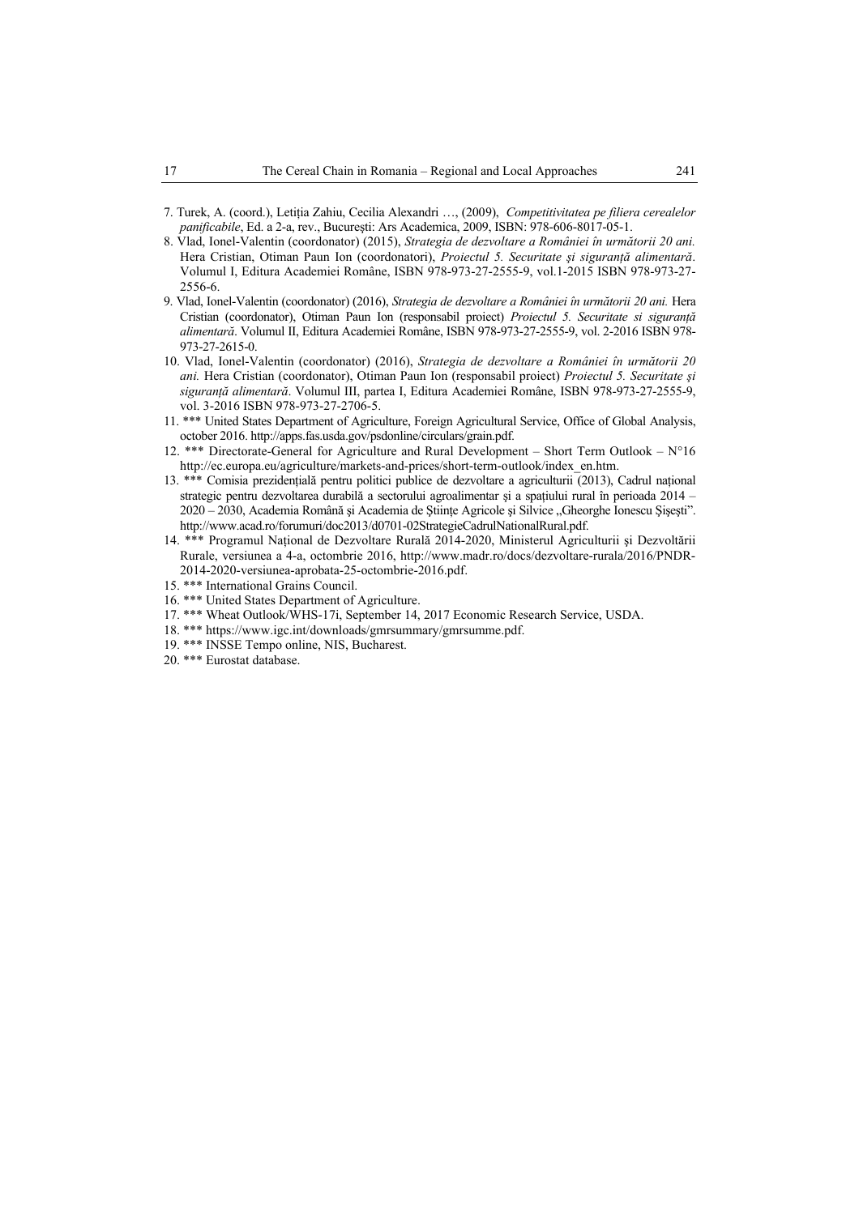7. Turek, A. (coord.), Letiția Zahiu, Cecilia Alexandri …, (2009), *Competitivitatea pe filiera cerealelor panificabile*, Ed. a 2-a, rev., București: Ars Academica, 2009, ISBN: 978-606-8017-05-1.
8. Vlad, Ionel-Valentin (coordonator) (2015), *Strategia de dezvoltare a României în următorii 20 ani.* Hera Cristian, Otiman Paun Ion (coordonatori), *Proiectul 5. Securitate și siguranță alimentară*. Volumul I, Editura Academiei Române, ISBN 978-973-27-2555-9, vol.1-2015 ISBN 978-973-27-2556-6.
9. Vlad, Ionel-Valentin (coordonator) (2016), *Strategia de dezvoltare a României în următorii 20 ani.* Hera Cristian (coordonator), Otiman Paun Ion (responsabil proiect) *Proiectul 5. Securitate si siguranță alimentară*. Volumul II, Editura Academiei Române, ISBN 978-973-27-2555-9, vol. 2-2016 ISBN 978-973-27-2615-0.
10. Vlad, Ionel-Valentin (coordonator) (2016), *Strategia de dezvoltare a României în următorii 20 ani.* Hera Cristian (coordonator), Otiman Paun Ion (responsabil proiect) *Proiectul 5. Securitate și siguranță alimentară*. Volumul III, partea I, Editura Academiei Române, ISBN 978-973-27-2555-9, vol. 3-2016 ISBN 978-973-27-2706-5.
11. *** United States Department of Agriculture, Foreign Agricultural Service, Office of Global Analysis, october 2016. http://apps.fas.usda.gov/psdonline/circulars/grain.pdf.
12. *** Directorate-General for Agriculture and Rural Development – Short Term Outlook – N°16 http://ec.europa.eu/agriculture/markets-and-prices/short-term-outlook/index_en.htm.
13. *** Comisia prezidențială pentru politici publice de dezvoltare a agriculturii (2013), Cadrul național strategic pentru dezvoltarea durabilă a sectorului agroalimentar și a spațiului rural în perioada 2014 – 2020 – 2030, Academia Română și Academia de Științe Agricole și Silvice „Gheorghe Ionescu Șișești". http://www.acad.ro/forumuri/doc2013/d0701-02StrategieCadrulNationalRural.pdf.
14. *** Programul Național de Dezvoltare Rurală 2014-2020, Ministerul Agriculturii și Dezvoltării Rurale, versiunea a 4-a, octombrie 2016, http://www.madr.ro/docs/dezvoltare-rurala/2016/PNDR-2014-2020-versiunea-aprobata-25-octombrie-2016.pdf.
15. *** International Grains Council.
16. *** United States Department of Agriculture.
17. *** Wheat Outlook/WHS-17i, September 14, 2017 Economic Research Service, USDA.
18. *** https://www.igc.int/downloads/gmrsummary/gmrsumme.pdf.
19. *** INSSE Tempo online, NIS, Bucharest.
20. *** Eurostat database.